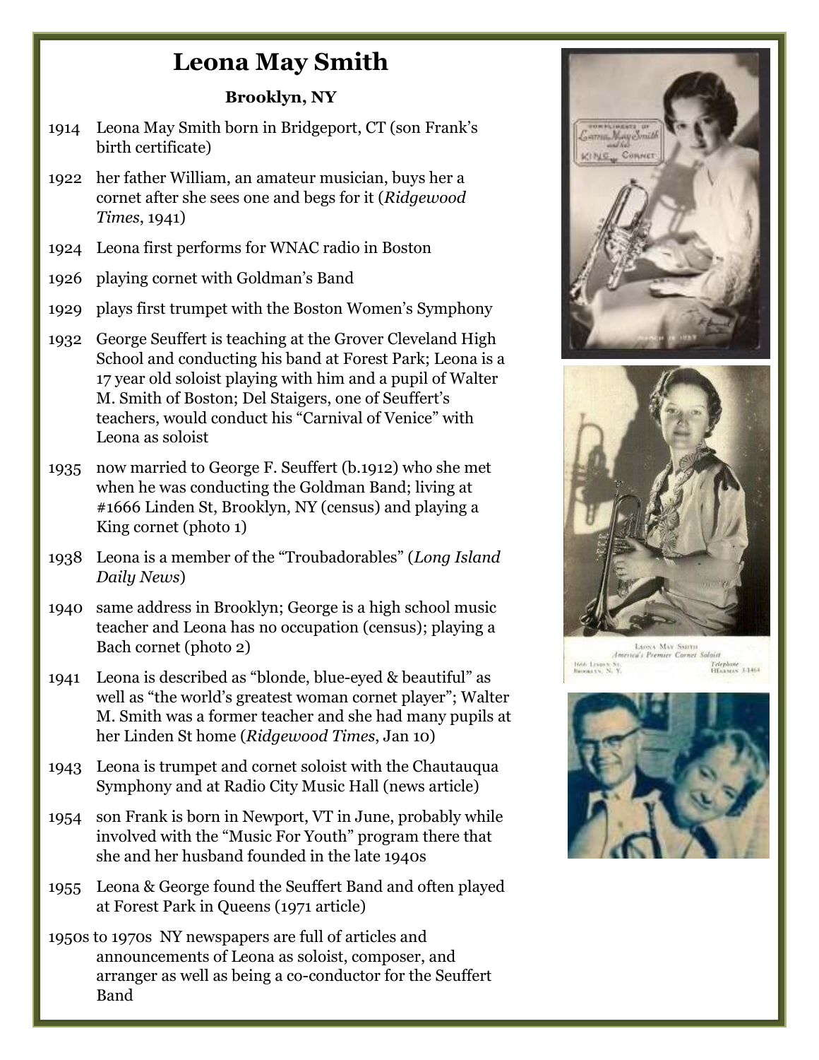# Leona May Smith

### Brooklyn, NY

1914 Leona May Smith born in Bridgeport, CT (son Frank's birth certificate)

1922 her father William, an amateur musician, buys her a cornet after she sees one and begs for it (*Ridgewood Times*, 1941)

1924 Leona first performs for WNAC radio in Boston

1926 playing cornet with Goldman's Band

1929 plays first trumpet with the Boston Women's Symphony

1932 George Seuffert is teaching at the Grover Cleveland High School and conducting his band at Forest Park; Leona is a 17 year old soloist playing with him and a pupil of Walter M. Smith of Boston; Del Staigers, one of Seuffert's teachers, would conduct his "Carnival of Venice" with Leona as soloist

1935 now married to George F. Seuffert (b.1912) who she met when he was conducting the Goldman Band; living at #1666 Linden St, Brooklyn, NY (census) and playing a King cornet (photo 1)

1938 Leona is a member of the "Troubadorables" (*Long Island Daily News*)

1940 same address in Brooklyn; George is a high school music teacher and Leona has no occupation (census); playing a Bach cornet (photo 2)

1941 Leona is described as "blonde, blue-eyed & beautiful" as well as "the world's greatest woman cornet player"; Walter M. Smith was a former teacher and she had many pupils at her Linden St home (*Ridgewood Times*, Jan 10)

1943 Leona is trumpet and cornet soloist with the Chautauqua Symphony and at Radio City Music Hall (news article)

1954 son Frank is born in Newport, VT in June, probably while involved with the "Music For Youth" program there that she and her husband founded in the late 1940s

1955 Leona & George found the Seuffert Band and often played at Forest Park in Queens (1971 article)

1950s to 1970s NY newspapers are full of articles and announcements of Leona as soloist, composer, and arranger as well as being a co-conductor for the Seuffert Band

Leona May Smith
*America's Premier Cornet Soloist*
1666 Linden St.
Brooklyn, N. Y.
Telephone
HEgeman 3-1464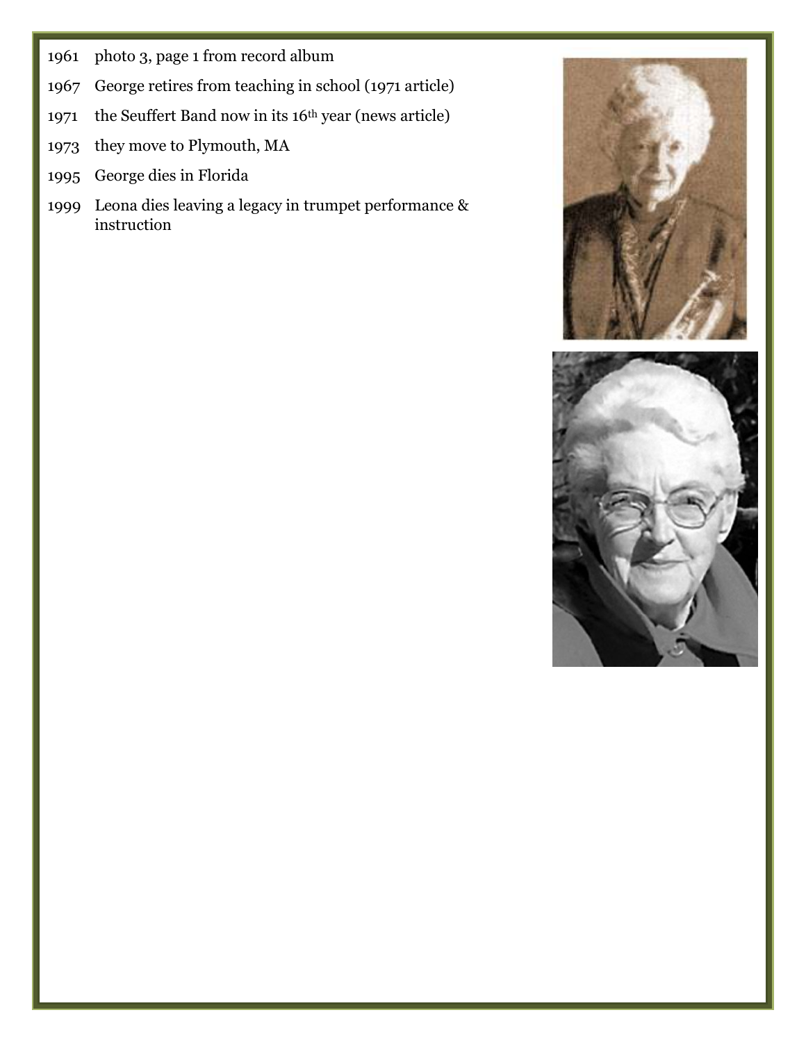1961 photo 3, page 1 from record album

1967 George retires from teaching in school (1971 article)

1971 the Seuffert Band now in its 16th year (news article)

1973 they move to Plymouth, MA

1995 George dies in Florida

1999 Leona dies leaving a legacy in trumpet performance & instruction